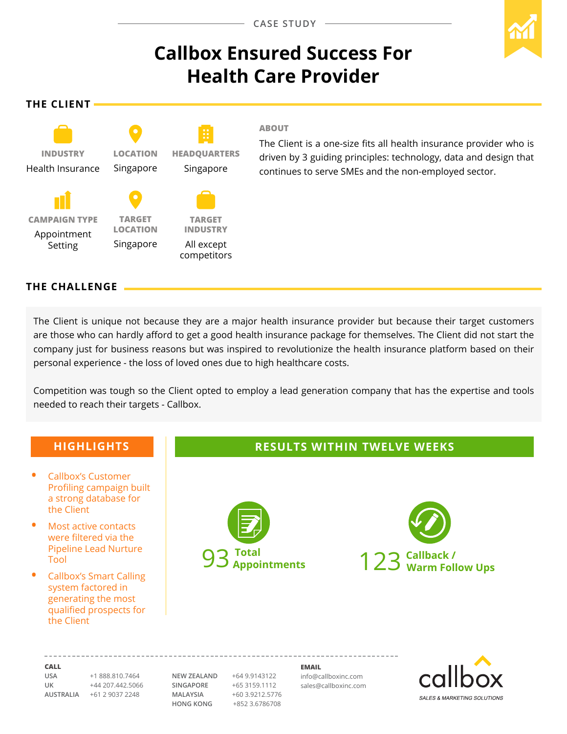CASE STUDY

# Callbox Ensured Success For Health Care Provider

## THE CLIENT

**INDUSTRY**
Health Insurance

**LOCATION**
Singapore

**HEADQUARTERS**
Singapore

**CAMPAIGN TYPE**
Appointment Setting

**TARGET LOCATION**
Singapore

**TARGET INDUSTRY**
All except competitors

### ABOUT

The Client is a one-size fits all health insurance provider who is driven by 3 guiding principles: technology, data and design that continues to serve SMEs and the non-employed sector.

## THE CHALLENGE

The Client is unique not because they are a major health insurance provider but because their target customers are those who can hardly afford to get a good health insurance package for themselves. The Client did not start the company just for business reasons but was inspired to revolutionize the health insurance platform based on their personal experience - the loss of loved ones due to high healthcare costs.

Competition was tough so the Client opted to employ a lead generation company that has the expertise and tools needed to reach their targets - Callbox.

## HIGHLIGHTS

- Callbox's Customer Profiling campaign built a strong database for the Client
- Most active contacts were filtered via the Pipeline Lead Nurture Tool
- Callbox's Smart Calling system factored in generating the most qualified prospects for the Client

## RESULTS WITHIN TWELVE WEEKS

**93** Total Appointments

**123** Callback / Warm Follow Ups

---

**CALL**

| | | | |
|---|---|---|---|
| USA | +1 888.810.7464 | NEW ZEALAND | +64 9.9143122 |
| UK | +44 207.442.5066 | SINGAPORE | +65 3159.1112 |
| AUSTRALIA | +61 2 9037 2248 | MALAYSIA | +60 3.9212.5776 |
| | | HONG KONG | +852 3.6786708 |

**EMAIL**
info@callboxinc.com
sales@callboxinc.com

callbox
SALES & MARKETING SOLUTIONS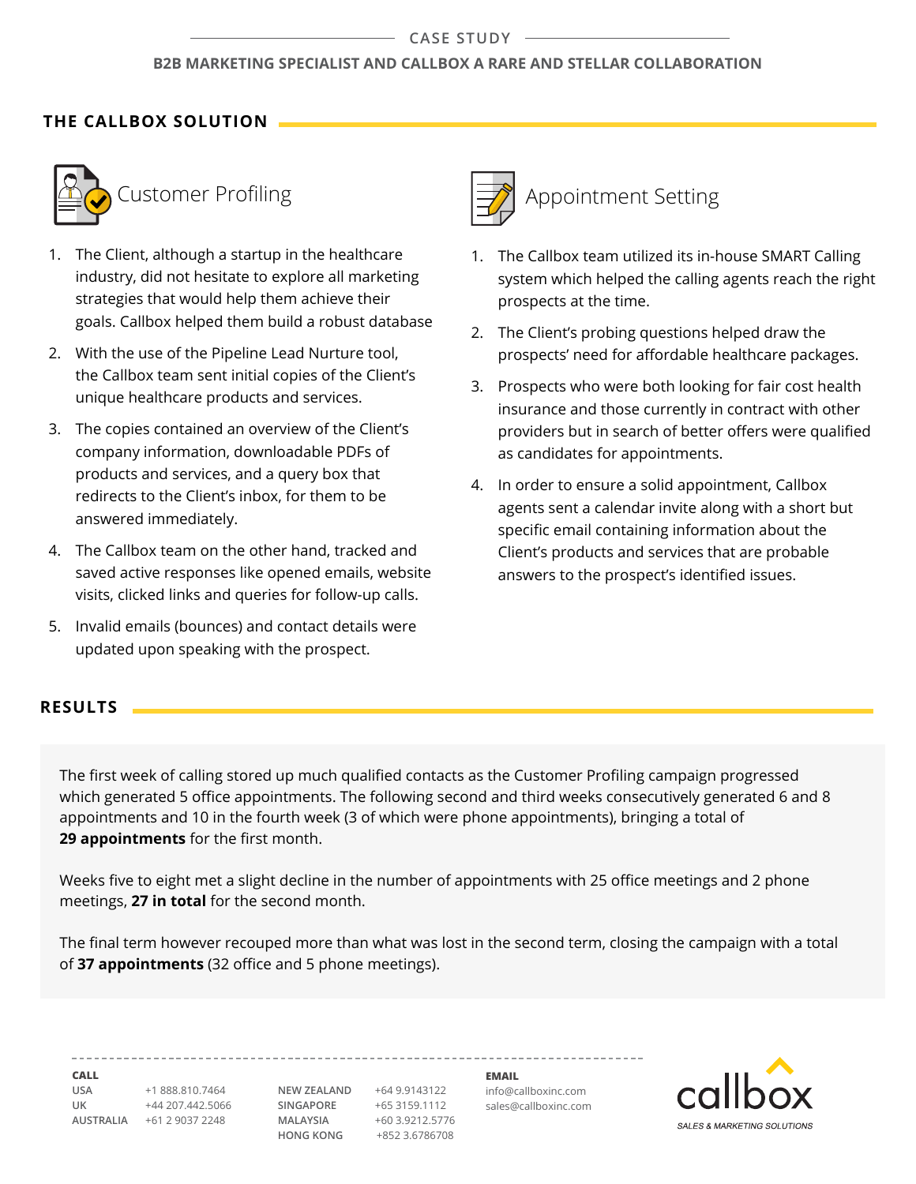# THE CALLBOX SOLUTION

## Customer Profiling

1. The Client, although a startup in the healthcare industry, did not hesitate to explore all marketing strategies that would help them achieve their goals. Callbox helped them build a robust database
2. With the use of the Pipeline Lead Nurture tool, the Callbox team sent initial copies of the Client's unique healthcare products and services.
3. The copies contained an overview of the Client's company information, downloadable PDFs of products and services, and a query box that redirects to the Client's inbox, for them to be answered immediately.
4. The Callbox team on the other hand, tracked and saved active responses like opened emails, website visits, clicked links and queries for follow-up calls.
5. Invalid emails (bounces) and contact details were updated upon speaking with the prospect.

## Appointment Setting

1. The Callbox team utilized its in-house SMART Calling system which helped the calling agents reach the right prospects at the time.
2. The Client's probing questions helped draw the prospects' need for affordable healthcare packages.
3. Prospects who were both looking for fair cost health insurance and those currently in contract with other providers but in search of better offers were qualified as candidates for appointments.
4. In order to ensure a solid appointment, Callbox agents sent a calendar invite along with a short but specific email containing information about the Client's products and services that are probable answers to the prospect's identified issues.

# RESULTS

The first week of calling stored up much qualified contacts as the Customer Profiling campaign progressed which generated 5 office appointments. The following second and third weeks consecutively generated 6 and 8 appointments and 10 in the fourth week (3 of which were phone appointments), bringing a total of **29 appointments** for the first month.

Weeks five to eight met a slight decline in the number of appointments with 25 office meetings and 2 phone meetings, **27 in total** for the second month.

The final term however recouped more than what was lost in the second term, closing the campaign with a total of **37 appointments** (32 office and 5 phone meetings).

**CALL**

| | | | |
|---|---|---|---|
| USA | +1 888.810.7464 | NEW ZEALAND | +64 9.9143122 |
| UK | +44 207.442.5066 | SINGAPORE | +65 3159.1112 |
| AUSTRALIA | +61 2 9037 2248 | MALAYSIA | +60 3.9212.5776 |
| | | HONG KONG | +852 3.6786708 |

**EMAIL**

info@callboxinc.com
sales@callboxinc.com

callbox
SALES & MARKETING SOLUTIONS